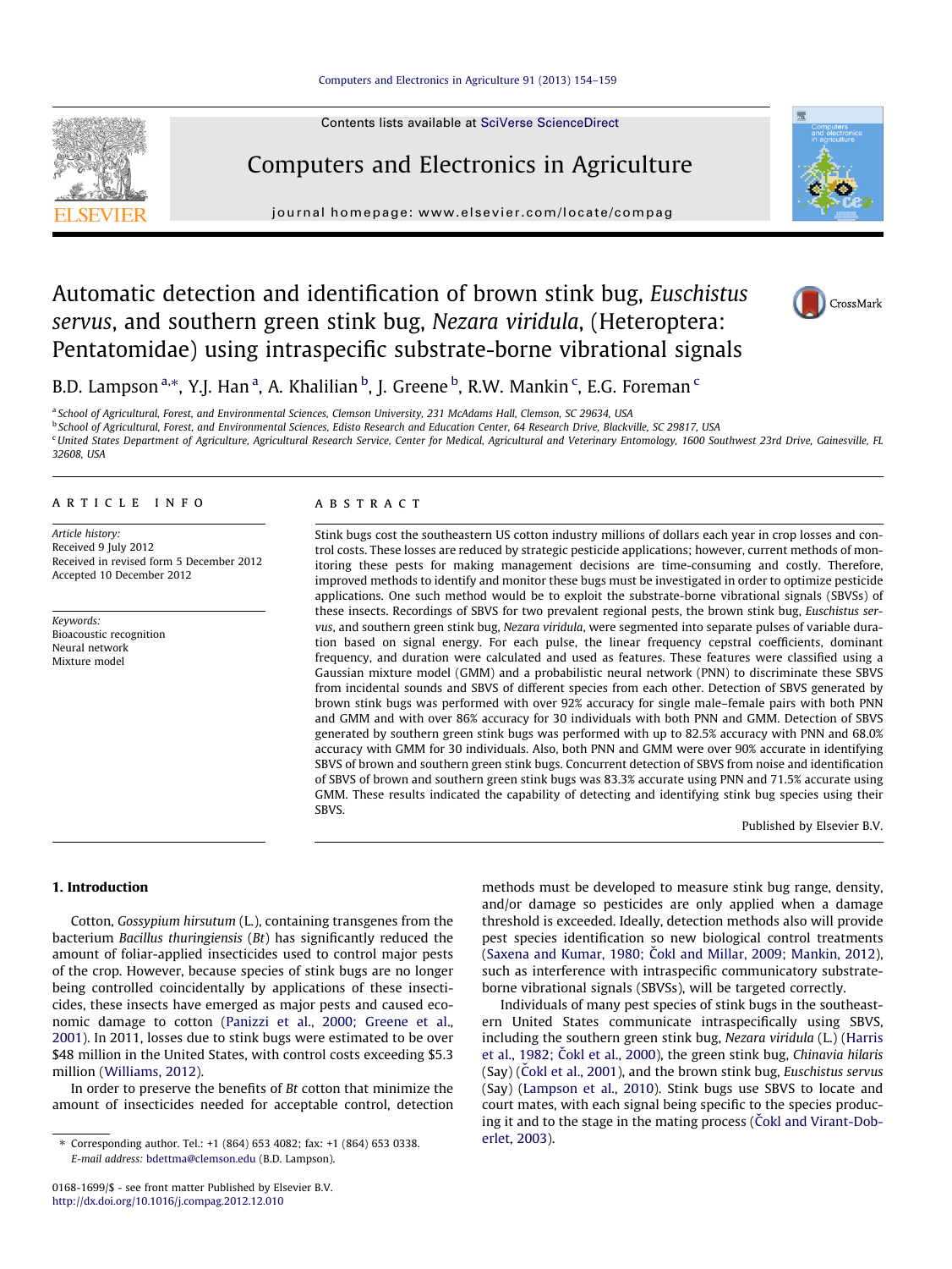# Automatic detection and identification of brown stink bug, *Euschistus servus*, and southern green stink bug, *Nezara viridula*, (Heteroptera: Pentatomidae) using intraspecific substrate-borne vibrational signals

B.D. Lampson [a,*], Y.J. Han [a], A. Khalilian [b], J. Greene [b], R.W. Mankin [c], E.G. Foreman [c]

[a] School of Agricultural, Forest, and Environmental Sciences, Clemson University, 231 McAdams Hall, Clemson, SC 29634, USA

[b] School of Agricultural, Forest, and Environmental Sciences, Edisto Research and Education Center, 64 Research Drive, Blackville, SC 29817, USA

[c] United States Department of Agriculture, Agricultural Research Service, Center for Medical, Agricultural and Veterinary Entomology, 1600 Southwest 23rd Drive, Gainesville, FL 32608, USA

## ARTICLE INFO

*Article history:*
Received 9 July 2012
Received in revised form 5 December 2012
Accepted 10 December 2012

*Keywords:*
Bioacoustic recognition
Neural network
Mixture model

## ABSTRACT

Stink bugs cost the southeastern US cotton industry millions of dollars each year in crop losses and control costs. These losses are reduced by strategic pesticide applications; however, current methods of monitoring these pests for making management decisions are time-consuming and costly. Therefore, improved methods to identify and monitor these bugs must be investigated in order to optimize pesticide applications. One such method would be to exploit the substrate-borne vibrational signals (SBVSs) of these insects. Recordings of SBVS for two prevalent regional pests, the brown stink bug, *Euschistus servus*, and southern green stink bug, *Nezara viridula*, were segmented into separate pulses of variable duration based on signal energy. For each pulse, the linear frequency cepstral coefficients, dominant frequency, and duration were calculated and used as features. These features were classified using a Gaussian mixture model (GMM) and a probabilistic neural network (PNN) to discriminate these SBVS from incidental sounds and SBVS of different species from each other. Detection of SBVS generated by brown stink bugs was performed with over 92% accuracy for single male–female pairs with both PNN and GMM and with over 86% accuracy for 30 individuals with both PNN and GMM. Detection of SBVS generated by southern green stink bugs was performed with up to 82.5% accuracy with PNN and 68.0% accuracy with GMM for 30 individuals. Also, both PNN and GMM were over 90% accurate in identifying SBVS of brown and southern green stink bugs. Concurrent detection of SBVS from noise and identification of SBVS of brown and southern green stink bugs was 83.3% accurate using PNN and 71.5% accurate using GMM. These results indicated the capability of detecting and identifying stink bug species using their SBVS.

Published by Elsevier B.V.

## 1. Introduction

Cotton, *Gossypium hirsutum* (L.), containing transgenes from the bacterium *Bacillus thuringiensis* (*Bt*) has significantly reduced the amount of foliar-applied insecticides used to control major pests of the crop. However, because species of stink bugs are no longer being controlled coincidentally by applications of these insecticides, these insects have emerged as major pests and caused economic damage to cotton (Panizzi et al., 2000; Greene et al., 2001). In 2011, losses due to stink bugs were estimated to be over $48 million in the United States, with control costs exceeding $5.3 million (Williams, 2012).

In order to preserve the benefits of *Bt* cotton that minimize the amount of insecticides needed for acceptable control, detection methods must be developed to measure stink bug range, density, and/or damage so pesticides are only applied when a damage threshold is exceeded. Ideally, detection methods also will provide pest species identification so new biological control treatments (Saxena and Kumar, 1980; Čokl and Millar, 2009; Mankin, 2012), such as interference with intraspecific communicatory substrate-borne vibrational signals (SBVSs), will be targeted correctly.

Individuals of many pest species of stink bugs in the southeastern United States communicate intraspecifically using SBVS, including the southern green stink bug, *Nezara viridula* (L.) (Harris et al., 1982; Čokl et al., 2000), the green stink bug, *Chinavia hilaris* (Say) (Čokl et al., 2001), and the brown stink bug, *Euschistus servus* (Say) (Lampson et al., 2010). Stink bugs use SBVS to locate and court mates, with each signal being specific to the species producing it and to the stage in the mating process (Čokl and Virant-Doberlet, 2003).

* Corresponding author. Tel.: +1 (864) 653 4082; fax: +1 (864) 653 0338.
E-mail address: bdettma@clemson.edu (B.D. Lampson).

0168-1699/$ - see front matter Published by Elsevier B.V.
http://dx.doi.org/10.1016/j.compag.2012.12.010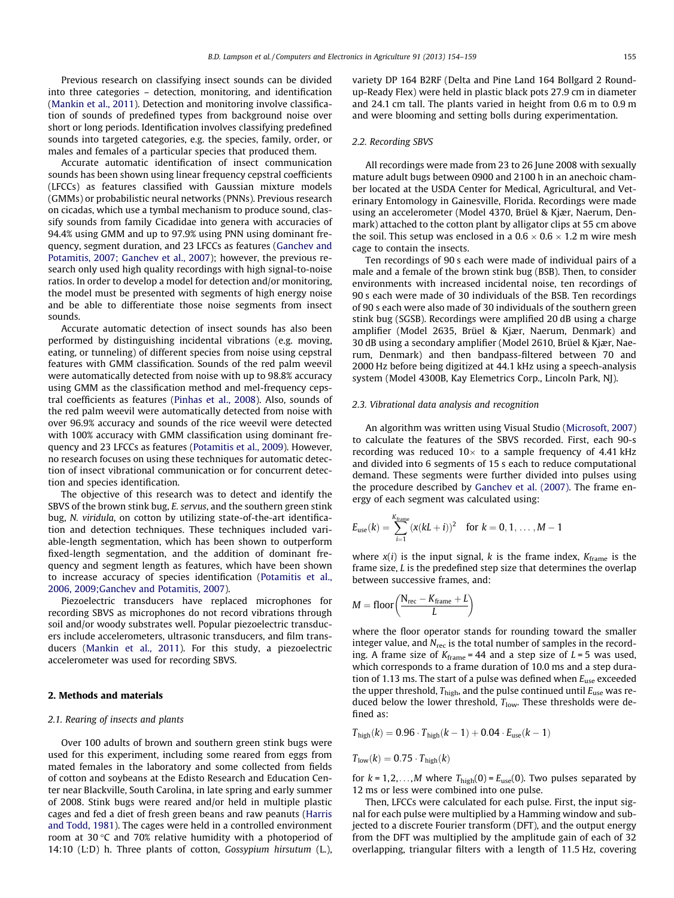Previous research on classifying insect sounds can be divided into three categories – detection, monitoring, and identification (Mankin et al., 2011). Detection and monitoring involve classification of sounds of predefined types from background noise over short or long periods. Identification involves classifying predefined sounds into targeted categories, e.g. the species, family, order, or males and females of a particular species that produced them.

Accurate automatic identification of insect communication sounds has been shown using linear frequency cepstral coefficients (LFCCs) as features classified with Gaussian mixture models (GMMs) or probabilistic neural networks (PNNs). Previous research on cicadas, which use a tymbal mechanism to produce sound, classify sounds from family Cicadidae into genera with accuracies of 94.4% using GMM and up to 97.9% using PNN using dominant frequency, segment duration, and 23 LFCCs as features (Ganchev and Potamitis, 2007; Ganchev et al., 2007); however, the previous research only used high quality recordings with high signal-to-noise ratios. In order to develop a model for detection and/or monitoring, the model must be presented with segments of high energy noise and be able to differentiate those noise segments from insect sounds.

Accurate automatic detection of insect sounds has also been performed by distinguishing incidental vibrations (e.g. moving, eating, or tunneling) of different species from noise using cepstral features with GMM classification. Sounds of the red palm weevil were automatically detected from noise with up to 98.8% accuracy using GMM as the classification method and mel-frequency cepstral coefficients as features (Pinhas et al., 2008). Also, sounds of the red palm weevil were automatically detected from noise with over 96.9% accuracy and sounds of the rice weevil were detected with 100% accuracy with GMM classification using dominant frequency and 23 LFCCs as features (Potamitis et al., 2009). However, no research focuses on using these techniques for automatic detection of insect vibrational communication or for concurrent detection and species identification.

The objective of this research was to detect and identify the SBVS of the brown stink bug, *E. servus*, and the southern green stink bug, *N. viridula*, on cotton by utilizing state-of-the-art identification and detection techniques. These techniques included variable-length segmentation, which has been shown to outperform fixed-length segmentation, and the addition of dominant frequency and segment length as features, which have been shown to increase accuracy of species identification (Potamitis et al., 2006, 2009;Ganchev and Potamitis, 2007).

Piezoelectric transducers have replaced microphones for recording SBVS as microphones do not record vibrations through soil and/or woody substrates well. Popular piezoelectric transducers include accelerometers, ultrasonic transducers, and film transducers (Mankin et al., 2011). For this study, a piezoelectric accelerometer was used for recording SBVS.

## 2. Methods and materials

### 2.1. Rearing of insects and plants

Over 100 adults of brown and southern green stink bugs were used for this experiment, including some reared from eggs from mated females in the laboratory and some collected from fields of cotton and soybeans at the Edisto Research and Education Center near Blackville, South Carolina, in late spring and early summer of 2008. Stink bugs were reared and/or held in multiple plastic cages and fed a diet of fresh green beans and raw peanuts (Harris and Todd, 1981). The cages were held in a controlled environment room at 30 °C and 70% relative humidity with a photoperiod of 14:10 (L:D) h. Three plants of cotton, *Gossypium hirsutum* (L.), variety DP 164 B2RF (Delta and Pine Land 164 Bollgard 2 Roundup-Ready Flex) were held in plastic black pots 27.9 cm in diameter and 24.1 cm tall. The plants varied in height from 0.6 m to 0.9 m and were blooming and setting bolls during experimentation.

### 2.2. Recording SBVS

All recordings were made from 23 to 26 June 2008 with sexually mature adult bugs between 0900 and 2100 h in an anechoic chamber located at the USDA Center for Medical, Agricultural, and Veterinary Entomology in Gainesville, Florida. Recordings were made using an accelerometer (Model 4370, Brüel & Kjær, Naerum, Denmark) attached to the cotton plant by alligator clips at 55 cm above the soil. This setup was enclosed in a 0.6 × 0.6 × 1.2 m wire mesh cage to contain the insects.

Ten recordings of 90 s each were made of individual pairs of a male and a female of the brown stink bug (BSB). Then, to consider environments with increased incidental noise, ten recordings of 90 s each were made of 30 individuals of the BSB. Ten recordings of 90 s each were also made of 30 individuals of the southern green stink bug (SGSB). Recordings were amplified 20 dB using a charge amplifier (Model 2635, Brüel & Kjær, Naerum, Denmark) and 30 dB using a secondary amplifier (Model 2610, Brüel & Kjær, Naerum, Denmark) and then bandpass-filtered between 70 and 2000 Hz before being digitized at 44.1 kHz using a speech-analysis system (Model 4300B, Kay Elemetrics Corp., Lincoln Park, NJ).

### 2.3. Vibrational data analysis and recognition

An algorithm was written using Visual Studio (Microsoft, 2007) to calculate the features of the SBVS recorded. First, each 90-s recording was reduced 10× to a sample frequency of 4.41 kHz and divided into 6 segments of 15 s each to reduce computational demand. These segments were further divided into pulses using the procedure described by Ganchev et al. (2007). The frame energy of each segment was calculated using:

$$E_{\text{use}}(k) = \sum_{i=1}^{K_{\text{frame}}} (x(kL+i))^2 \quad \text{for } k = 0, 1, \ldots, M-1$$

where $x(i)$ is the input signal, $k$ is the frame index, $K_{\text{frame}}$ is the frame size, $L$ is the predefined step size that determines the overlap between successive frames, and:

$$M = \text{floor}\left(\frac{N_{\text{rec}} - K_{\text{frame}} + L}{L}\right)$$

where the floor operator stands for rounding toward the smaller integer value, and $N_{\text{rec}}$ is the total number of samples in the recording. A frame size of $K_{\text{frame}} = 44$ and a step size of $L = 5$ was used, which corresponds to a frame duration of 10.0 ms and a step duration of 1.13 ms. The start of a pulse was defined when $E_{\text{use}}$ exceeded the upper threshold, $T_{\text{high}}$, and the pulse continued until $E_{\text{use}}$ was reduced below the lower threshold, $T_{\text{low}}$. These thresholds were defined as:

$$T_{\text{high}}(k) = 0.96 \cdot T_{\text{high}}(k-1) + 0.04 \cdot E_{\text{use}}(k-1)$$

$$T_{\text{low}}(k) = 0.75 \cdot T_{\text{high}}(k)$$

for $k = 1, 2, \ldots, M$ where $T_{\text{high}}(0) = E_{\text{use}}(0)$. Two pulses separated by 12 ms or less were combined into one pulse.

Then, LFCCs were calculated for each pulse. First, the input signal for each pulse were multiplied by a Hamming window and subjected to a discrete Fourier transform (DFT), and the output energy from the DFT was multiplied by the amplitude gain of each of 32 overlapping, triangular filters with a length of 11.5 Hz, covering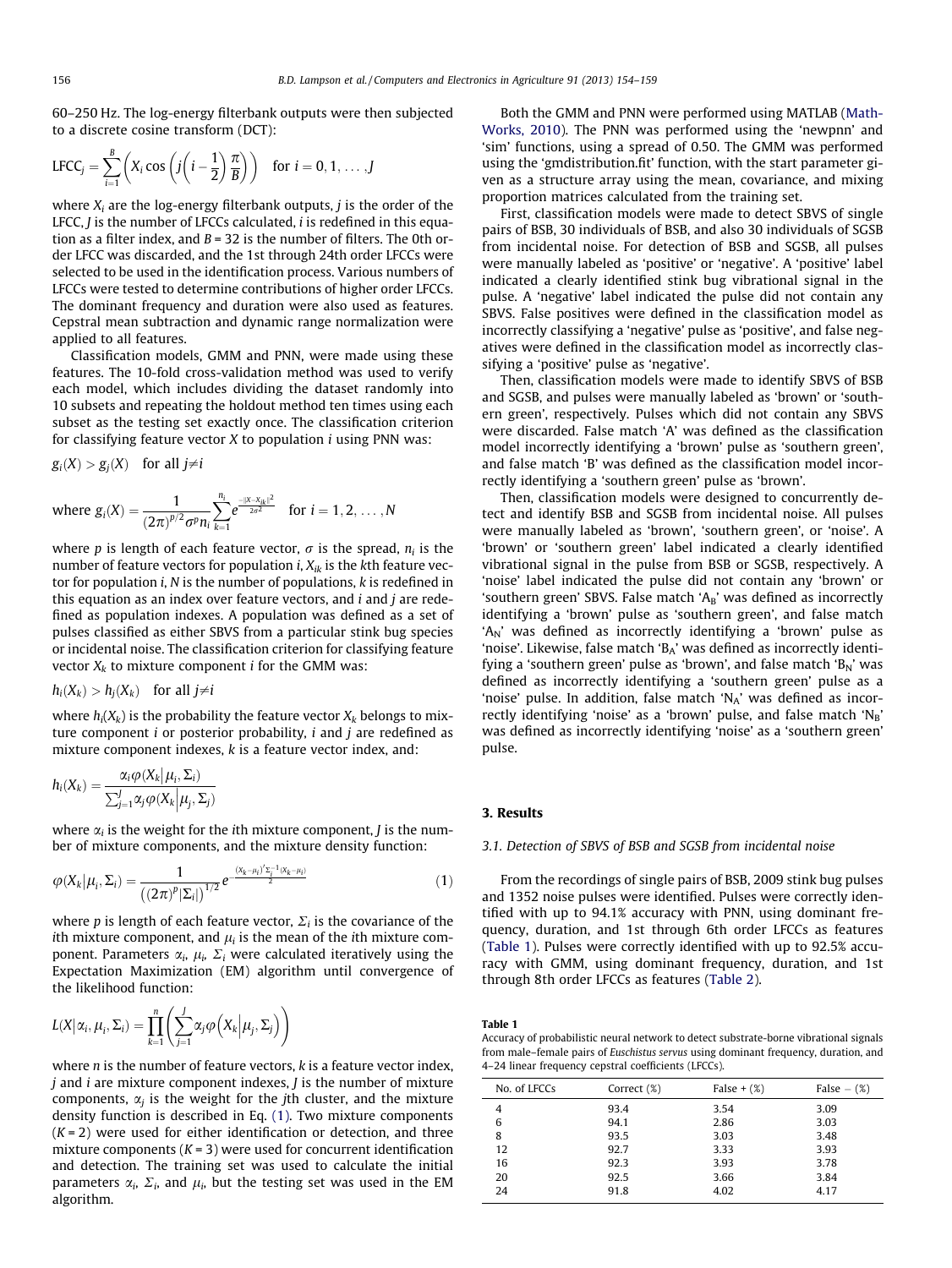60–250 Hz. The log-energy filterbank outputs were then subjected to a discrete cosine transform (DCT):

$$\text{LFCC}_j = \sum_{i=1}^{B}\left(X_i \cos\left(j\left(i-\frac{1}{2}\right)\frac{\pi}{B}\right)\right) \quad \text{for } i = 0, 1, \ldots, J$$

where $X_i$ are the log-energy filterbank outputs, $j$ is the order of the LFCC, $J$ is the number of LFCCs calculated, $i$ is redefined in this equation as a filter index, and $B$ = 32 is the number of filters. The 0th order LFCC was discarded, and the 1st through 24th order LFCCs were selected to be used in the identification process. Various numbers of LFCCs were tested to determine contributions of higher order LFCCs. The dominant frequency and duration were also used as features. Cepstral mean subtraction and dynamic range normalization were applied to all features.

Classification models, GMM and PNN, were made using these features. The 10-fold cross-validation method was used to verify each model, which includes dividing the dataset randomly into 10 subsets and repeating the holdout method ten times using each subset as the testing set exactly once. The classification criterion for classifying feature vector $X$ to population $i$ using PNN was:

$$g_i(X) > g_j(X) \quad \text{for all } j \neq i$$

$$\text{where } g_i(X) = \frac{1}{(2\pi)^{p/2}\sigma^p n_i}\sum_{k=1}^{n_i} e^{\frac{-\|X - X_{ik}\|^2}{2\sigma^2}} \quad \text{for } i = 1, 2, \ldots, N$$

where $p$ is length of each feature vector, $\sigma$ is the spread, $n_i$ is the number of feature vectors for population $i$, $X_{ik}$ is the $k$th feature vector for population $i$, $N$ is the number of populations, $k$ is redefined in this equation as an index over feature vectors, and $i$ and $j$ are redefined as population indexes. A population was defined as a set of pulses classified as either SBVS from a particular stink bug species or incidental noise. The classification criterion for classifying feature vector $X_k$ to mixture component $i$ for the GMM was:

$$h_i(X_k) > h_j(X_k) \quad \text{for all } j \neq i$$

where $h_i(X_k)$ is the probability the feature vector $X_k$ belongs to mixture component $i$ or posterior probability, $i$ and $j$ are redefined as mixture component indexes, $k$ is a feature vector index, and:

$$h_i(X_k) = \frac{\alpha_i \varphi(X_k | \mu_i, \Sigma_i)}{\sum_{j=1}^{J}\alpha_j \varphi(X_k | \mu_j, \Sigma_j)}$$

where $\alpha_i$ is the weight for the $i$th mixture component, $J$ is the number of mixture components, and the mixture density function:

$$\varphi(X_k | \mu_i, \Sigma_i) = \frac{1}{\left((2\pi)^p |\Sigma_i|\right)^{1/2}} e^{-\frac{(X_k - \mu_i)' \Sigma_i^{-1} (X_k - \mu_i)}{2}} \tag{1}$$

where $p$ is length of each feature vector, $\Sigma_i$ is the covariance of the $i$th mixture component, and $\mu_i$ is the mean of the $i$th mixture component. Parameters $\alpha_i$, $\mu_i$, $\Sigma_i$ were calculated iteratively using the Expectation Maximization (EM) algorithm until convergence of the likelihood function:

$$L(X | \alpha_i, \mu_i, \Sigma_i) = \prod_{k=1}^{n}\left(\sum_{j=1}^{J}\alpha_j \varphi\left(X_k \middle| \mu_j, \Sigma_j\right)\right)$$

where $n$ is the number of feature vectors, $k$ is a feature vector index, $j$ and $i$ are mixture component indexes, $J$ is the number of mixture components, $\alpha_j$ is the weight for the $j$th cluster, and the mixture density function is described in Eq. (1). Two mixture components ($K$ = 2) were used for either identification or detection, and three mixture components ($K$ = 3) were used for concurrent identification and detection. The training set was used to calculate the initial parameters $\alpha_i$, $\Sigma_i$, and $\mu_i$, but the testing set was used in the EM algorithm.

Both the GMM and PNN were performed using MATLAB (MathWorks, 2010). The PNN was performed using the 'newpnn' and 'sim' functions, using a spread of 0.50. The GMM was performed using the 'gmdistribution.fit' function, with the start parameter given as a structure array using the mean, covariance, and mixing proportion matrices calculated from the training set.

First, classification models were made to detect SBVS of single pairs of BSB, 30 individuals of BSB, and also 30 individuals of SGSB from incidental noise. For detection of BSB and SGSB, all pulses were manually labeled as 'positive' or 'negative'. A 'positive' label indicated a clearly identified stink bug vibrational signal in the pulse. A 'negative' label indicated the pulse did not contain any SBVS. False positives were defined in the classification model as incorrectly classifying a 'negative' pulse as 'positive', and false negatives were defined in the classification model as incorrectly classifying a 'positive' pulse as 'negative'.

Then, classification models were made to identify SBVS of BSB and SGSB, and pulses were manually labeled as 'brown' or 'southern green', respectively. Pulses which did not contain any SBVS were discarded. False match 'A' was defined as the classification model incorrectly identifying a 'brown' pulse as 'southern green', and false match 'B' was defined as the classification model incorrectly identifying a 'southern green' pulse as 'brown'.

Then, classification models were designed to concurrently detect and identify BSB and SGSB from incidental noise. All pulses were manually labeled as 'brown', 'southern green', or 'noise'. A 'brown' or 'southern green' label indicated a clearly identified vibrational signal in the pulse from BSB or SGSB, respectively. A 'noise' label indicated the pulse did not contain any 'brown' or 'southern green' SBVS. False match '$A_B$' was defined as incorrectly identifying a 'brown' pulse as 'southern green', and false match '$A_N$' was defined as incorrectly identifying a 'brown' pulse as 'noise'. Likewise, false match '$B_A$' was defined as incorrectly identifying a 'southern green' pulse as 'brown', and false match '$B_N$' was defined as incorrectly identifying a 'southern green' pulse as a 'noise' pulse. In addition, false match '$N_A$' was defined as incorrectly identifying 'noise' as a 'brown' pulse, and false match '$N_B$' was defined as incorrectly identifying 'noise' as a 'southern green' pulse.

## 3. Results

### 3.1. Detection of SBVS of BSB and SGSB from incidental noise

From the recordings of single pairs of BSB, 2009 stink bug pulses and 1352 noise pulses were identified. Pulses were correctly identified with up to 94.1% accuracy with PNN, using dominant frequency, duration, and 1st through 6th order LFCCs as features (Table 1). Pulses were correctly identified with up to 92.5% accuracy with GMM, using dominant frequency, duration, and 1st through 8th order LFCCs as features (Table 2).

**Table 1**
Accuracy of probabilistic neural network to detect substrate-borne vibrational signals from male–female pairs of *Euschistus servus* using dominant frequency, duration, and 4–24 linear frequency cepstral coefficients (LFCCs).

| No. of LFCCs | Correct (%) | False + (%) | False − (%) |
|---|---|---|---|
| 4 | 93.4 | 3.54 | 3.09 |
| 6 | 94.1 | 2.86 | 3.03 |
| 8 | 93.5 | 3.03 | 3.48 |
| 12 | 92.7 | 3.33 | 3.93 |
| 16 | 92.3 | 3.93 | 3.78 |
| 20 | 92.5 | 3.66 | 3.84 |
| 24 | 91.8 | 4.02 | 4.17 |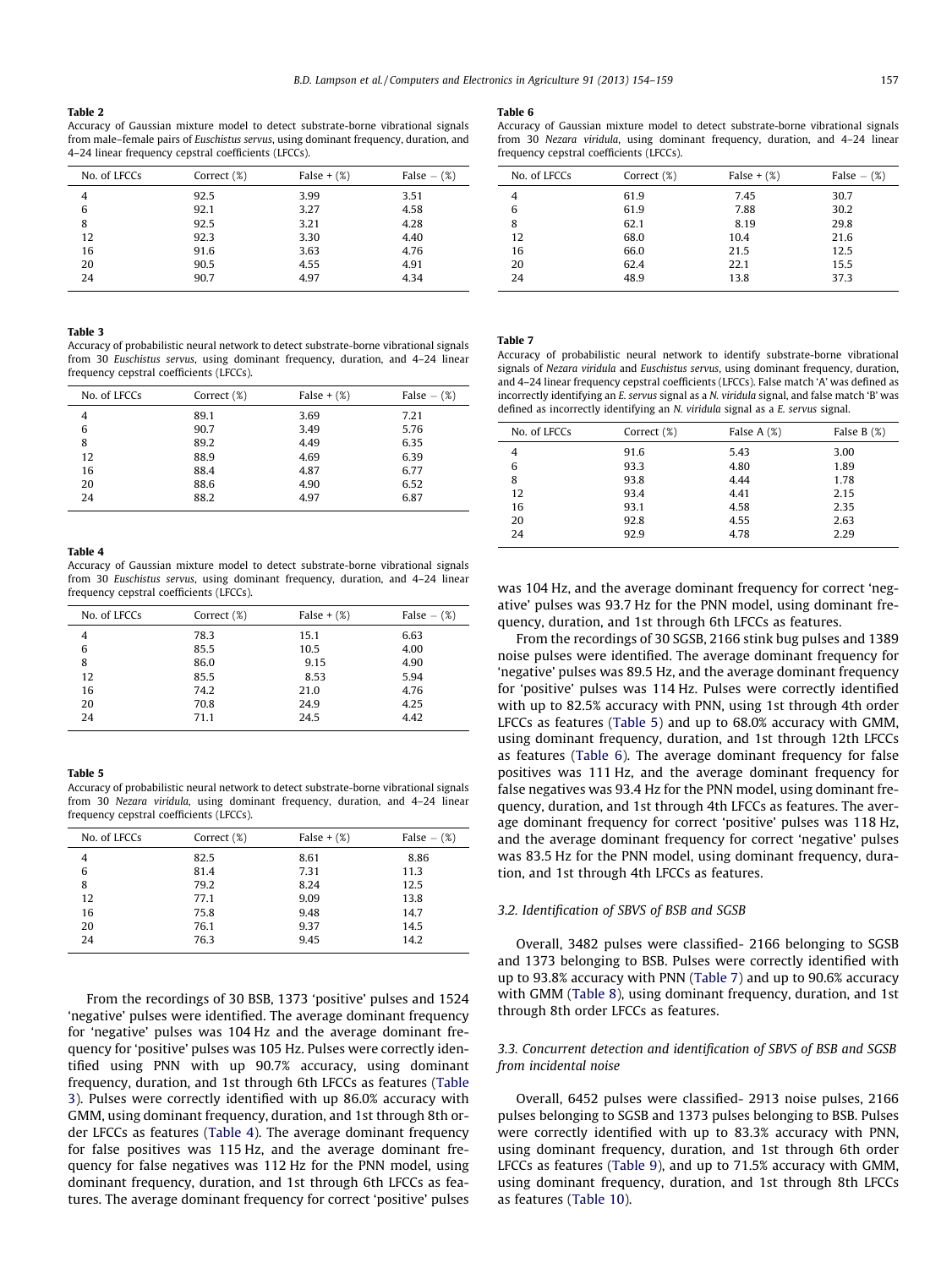**Table 2**
Accuracy of Gaussian mixture model to detect substrate-borne vibrational signals from male–female pairs of *Euschistus servus*, using dominant frequency, duration, and 4–24 linear frequency cepstral coefficients (LFCCs).

| No. of LFCCs | Correct (%) | False + (%) | False − (%) |
|---|---|---|---|
| 4 | 92.5 | 3.99 | 3.51 |
| 6 | 92.1 | 3.27 | 4.58 |
| 8 | 92.5 | 3.21 | 4.28 |
| 12 | 92.3 | 3.30 | 4.40 |
| 16 | 91.6 | 3.63 | 4.76 |
| 20 | 90.5 | 4.55 | 4.91 |
| 24 | 90.7 | 4.97 | 4.34 |

**Table 3**
Accuracy of probabilistic neural network to detect substrate-borne vibrational signals from 30 *Euschistus servus*, using dominant frequency, duration, and 4–24 linear frequency cepstral coefficients (LFCCs).

| No. of LFCCs | Correct (%) | False + (%) | False − (%) |
|---|---|---|---|
| 4 | 89.1 | 3.69 | 7.21 |
| 6 | 90.7 | 3.49 | 5.76 |
| 8 | 89.2 | 4.49 | 6.35 |
| 12 | 88.9 | 4.69 | 6.39 |
| 16 | 88.4 | 4.87 | 6.77 |
| 20 | 88.6 | 4.90 | 6.52 |
| 24 | 88.2 | 4.97 | 6.87 |

**Table 4**
Accuracy of Gaussian mixture model to detect substrate-borne vibrational signals from 30 *Euschistus servus*, using dominant frequency, duration, and 4–24 linear frequency cepstral coefficients (LFCCs).

| No. of LFCCs | Correct (%) | False + (%) | False − (%) |
|---|---|---|---|
| 4 | 78.3 | 15.1 | 6.63 |
| 6 | 85.5 | 10.5 | 4.00 |
| 8 | 86.0 | 9.15 | 4.90 |
| 12 | 85.5 | 8.53 | 5.94 |
| 16 | 74.2 | 21.0 | 4.76 |
| 20 | 70.8 | 24.9 | 4.25 |
| 24 | 71.1 | 24.5 | 4.42 |

**Table 5**
Accuracy of probabilistic neural network to detect substrate-borne vibrational signals from 30 *Nezara viridula*, using dominant frequency, duration, and 4–24 linear frequency cepstral coefficients (LFCCs).

| No. of LFCCs | Correct (%) | False + (%) | False − (%) |
|---|---|---|---|
| 4 | 82.5 | 8.61 | 8.86 |
| 6 | 81.4 | 7.31 | 11.3 |
| 8 | 79.2 | 8.24 | 12.5 |
| 12 | 77.1 | 9.09 | 13.8 |
| 16 | 75.8 | 9.48 | 14.7 |
| 20 | 76.1 | 9.37 | 14.5 |
| 24 | 76.3 | 9.45 | 14.2 |

From the recordings of 30 BSB, 1373 'positive' pulses and 1524 'negative' pulses were identified. The average dominant frequency for 'negative' pulses was 104 Hz and the average dominant frequency for 'positive' pulses was 105 Hz. Pulses were correctly identified using PNN with up 90.7% accuracy, using dominant frequency, duration, and 1st through 6th LFCCs as features (Table 3). Pulses were correctly identified with up 86.0% accuracy with GMM, using dominant frequency, duration, and 1st through 8th order LFCCs as features (Table 4). The average dominant frequency for false positives was 115 Hz, and the average dominant frequency for false negatives was 112 Hz for the PNN model, using dominant frequency, duration, and 1st through 6th LFCCs as features. The average dominant frequency for correct 'positive' pulses was 104 Hz, and the average dominant frequency for correct 'negative' pulses was 93.7 Hz for the PNN model, using dominant frequency, duration, and 1st through 6th LFCCs as features.

From the recordings of 30 SGSB, 2166 stink bug pulses and 1389 noise pulses were identified. The average dominant frequency for 'negative' pulses was 89.5 Hz, and the average dominant frequency for 'positive' pulses was 114 Hz. Pulses were correctly identified with up to 82.5% accuracy with PNN, using 1st through 4th order LFCCs as features (Table 5) and up to 68.0% accuracy with GMM, using dominant frequency, duration, and 1st through 12th LFCCs as features (Table 6). The average dominant frequency for false positives was 111 Hz, and the average dominant frequency for false negatives was 93.4 Hz for the PNN model, using dominant frequency, duration, and 1st through 4th LFCCs as features. The average dominant frequency for correct 'positive' pulses was 118 Hz, and the average dominant frequency for correct 'negative' pulses was 83.5 Hz for the PNN model, using dominant frequency, duration, and 1st through 4th LFCCs as features.

**Table 6**
Accuracy of Gaussian mixture model to detect substrate-borne vibrational signals from 30 *Nezara viridula*, using dominant frequency, duration, and 4–24 linear frequency cepstral coefficients (LFCCs).

| No. of LFCCs | Correct (%) | False + (%) | False − (%) |
|---|---|---|---|
| 4 | 61.9 | 7.45 | 30.7 |
| 6 | 61.9 | 7.88 | 30.2 |
| 8 | 62.1 | 8.19 | 29.8 |
| 12 | 68.0 | 10.4 | 21.6 |
| 16 | 66.0 | 21.5 | 12.5 |
| 20 | 62.4 | 22.1 | 15.5 |
| 24 | 48.9 | 13.8 | 37.3 |

**Table 7**
Accuracy of probabilistic neural network to identify substrate-borne vibrational signals of *Nezara viridula* and *Euschistus servus*, using dominant frequency, duration, and 4–24 linear frequency cepstral coefficients (LFCCs). False match 'A' was defined as incorrectly identifying an *E. servus* signal as a *N. viridula* signal, and false match 'B' was defined as incorrectly identifying an *N. viridula* signal as a *E. servus* signal.

| No. of LFCCs | Correct (%) | False A (%) | False B (%) |
|---|---|---|---|
| 4 | 91.6 | 5.43 | 3.00 |
| 6 | 93.3 | 4.80 | 1.89 |
| 8 | 93.8 | 4.44 | 1.78 |
| 12 | 93.4 | 4.41 | 2.15 |
| 16 | 93.1 | 4.58 | 2.35 |
| 20 | 92.8 | 4.55 | 2.63 |
| 24 | 92.9 | 4.78 | 2.29 |

### 3.2. Identification of SBVS of BSB and SGSB

Overall, 3482 pulses were classified- 2166 belonging to SGSB and 1373 belonging to BSB. Pulses were correctly identified with up to 93.8% accuracy with PNN (Table 7) and up to 90.6% accuracy with GMM (Table 8), using dominant frequency, duration, and 1st through 8th order LFCCs as features.

### 3.3. Concurrent detection and identification of SBVS of BSB and SGSB from incidental noise

Overall, 6452 pulses were classified- 2913 noise pulses, 2166 pulses belonging to SGSB and 1373 pulses belonging to BSB. Pulses were correctly identified with up to 83.3% accuracy with PNN, using dominant frequency, duration, and 1st through 6th order LFCCs as features (Table 9), and up to 71.5% accuracy with GMM, using dominant frequency, duration, and 1st through 8th LFCCs as features (Table 10).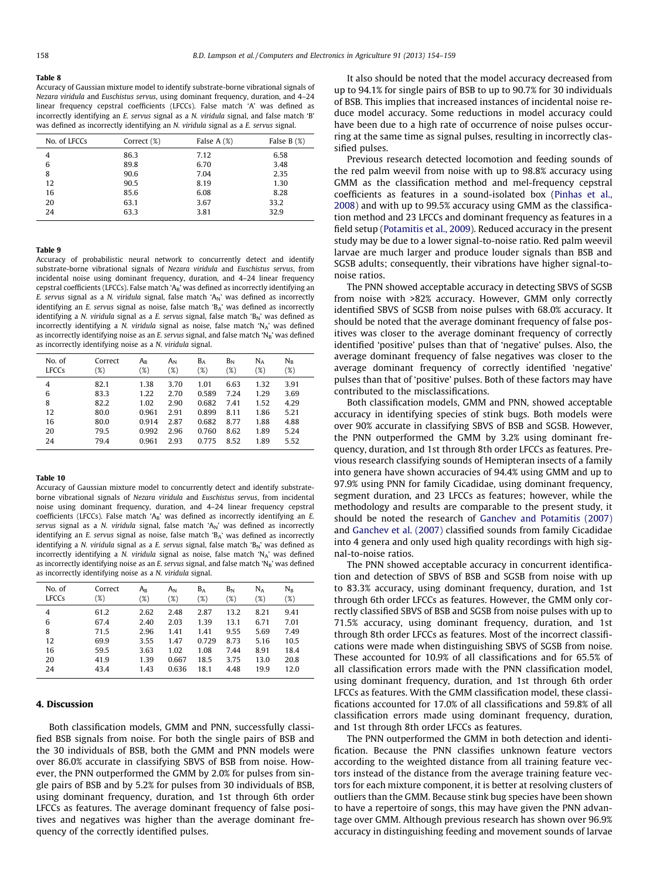**Table 8**

Accuracy of Gaussian mixture model to identify substrate-borne vibrational signals of *Nezara viridula* and *Euschistus servus*, using dominant frequency, duration, and 4–24 linear frequency cepstral coefficients (LFCCs). False match 'A' was defined as incorrectly identifying an *E. servus* signal as a *N. viridula* signal, and false match 'B' was defined as incorrectly identifying an *N. viridula* signal as a *E. servus* signal.

| No. of LFCCs | Correct (%) | False A (%) | False B (%) |
|---|---|---|---|
| 4 | 86.3 | 7.12 | 6.58 |
| 6 | 89.8 | 6.70 | 3.48 |
| 8 | 90.6 | 7.04 | 2.35 |
| 12 | 90.5 | 8.19 | 1.30 |
| 16 | 85.6 | 6.08 | 8.28 |
| 20 | 63.1 | 3.67 | 33.2 |
| 24 | 63.3 | 3.81 | 32.9 |

**Table 9**

Accuracy of probabilistic neural network to concurrently detect and identify substrate-borne vibrational signals of *Nezara viridula* and *Euschistus servus*, from incidental noise using dominant frequency, duration, and 4–24 linear frequency cepstral coefficients (LFCCs). False match '$A_B$' was defined as incorrectly identifying an *E. servus* signal as a *N. viridula* signal, false match '$A_N$' was defined as incorrectly identifying an *E. servus* signal as noise, false match '$B_A$' was defined as incorrectly identifying a *N. viridula* signal as a *E. servus* signal, false match '$B_N$' was defined as incorrectly identifying a *N. viridula* signal as noise, false match '$N_A$' was defined as incorrectly identifying noise as an *E. servus* signal, and false match '$N_B$' was defined as incorrectly identifying noise as a *N. viridula* signal.

| No. of LFCCs | Correct (%) | $A_B$ (%) | $A_N$ (%) | $B_A$ (%) | $B_N$ (%) | $N_A$ (%) | $N_B$ (%) |
|---|---|---|---|---|---|---|---|
| 4 | 82.1 | 1.38 | 3.70 | 1.01 | 6.63 | 1.32 | 3.91 |
| 6 | 83.3 | 1.22 | 2.70 | 0.589 | 7.24 | 1.29 | 3.69 |
| 8 | 82.2 | 1.02 | 2.90 | 0.682 | 7.41 | 1.52 | 4.29 |
| 12 | 80.0 | 0.961 | 2.91 | 0.899 | 8.11 | 1.86 | 5.21 |
| 16 | 80.0 | 0.914 | 2.87 | 0.682 | 8.77 | 1.88 | 4.88 |
| 20 | 79.5 | 0.992 | 2.96 | 0.760 | 8.62 | 1.89 | 5.24 |
| 24 | 79.4 | 0.961 | 2.93 | 0.775 | 8.52 | 1.89 | 5.52 |

**Table 10**

Accuracy of Gaussian mixture model to concurrently detect and identify substrate-borne vibrational signals of *Nezara viridula* and *Euschistus servus*, from incidental noise using dominant frequency, duration, and 4–24 linear frequency cepstral coefficients (LFCCs). False match '$A_B$' was defined as incorrectly identifying an *E. servus* signal as a *N. viridula* signal, false match '$A_N$' was defined as incorrectly identifying an *E. servus* signal as noise, false match '$B_A$' was defined as incorrectly identifying a *N. viridula* signal as a *E. servus* signal, false match '$B_N$' was defined as incorrectly identifying a *N. viridula* signal as noise, false match '$N_A$' was defined as incorrectly identifying noise as an *E. servus* signal, and false match '$N_B$' was defined as incorrectly identifying noise as a *N. viridula* signal.

| No. of LFCCs | Correct (%) | $A_B$ (%) | $A_N$ (%) | $B_A$ (%) | $B_N$ (%) | $N_A$ (%) | $N_B$ (%) |
|---|---|---|---|---|---|---|---|
| 4 | 61.2 | 2.62 | 2.48 | 2.87 | 13.2 | 8.21 | 9.41 |
| 6 | 67.4 | 2.40 | 2.03 | 1.39 | 13.1 | 6.71 | 7.01 |
| 8 | 71.5 | 2.96 | 1.41 | 1.41 | 9.55 | 5.69 | 7.49 |
| 12 | 69.9 | 3.55 | 1.47 | 0.729 | 8.73 | 5.16 | 10.5 |
| 16 | 59.5 | 3.63 | 1.02 | 1.08 | 7.44 | 8.91 | 18.4 |
| 20 | 41.9 | 1.39 | 0.667 | 18.5 | 3.75 | 13.0 | 20.8 |
| 24 | 43.4 | 1.43 | 0.636 | 18.1 | 4.48 | 19.9 | 12.0 |

## 4. Discussion

Both classification models, GMM and PNN, successfully classified BSB signals from noise. For both the single pairs of BSB and the 30 individuals of BSB, both the GMM and PNN models were over 86.0% accurate in classifying SBVS of BSB from noise. However, the PNN outperformed the GMM by 2.0% for pulses from single pairs of BSB and by 5.2% for pulses from 30 individuals of BSB, using dominant frequency, duration, and 1st through 6th order LFCCs as features. The average dominant frequency of false positives and negatives was higher than the average dominant frequency of the correctly identified pulses.

It also should be noted that the model accuracy decreased from up to 94.1% for single pairs of BSB to up to 90.7% for 30 individuals of BSB. This implies that increased instances of incidental noise reduce model accuracy. Some reductions in model accuracy could have been due to a high rate of occurrence of noise pulses occurring at the same time as signal pulses, resulting in incorrectly classified pulses.

Previous research detected locomotion and feeding sounds of the red palm weevil from noise with up to 98.8% accuracy using GMM as the classification method and mel-frequency cepstral coefficients as features in a sound-isolated box (Pinhas et al., 2008) and with up to 99.5% accuracy using GMM as the classification method and 23 LFCCs and dominant frequency as features in a field setup (Potamitis et al., 2009). Reduced accuracy in the present study may be due to a lower signal-to-noise ratio. Red palm weevil larvae are much larger and produce louder signals than BSB and SGSB adults; consequently, their vibrations have higher signal-to-noise ratios.

The PNN showed acceptable accuracy in detecting SBVS of SGSB from noise with >82% accuracy. However, GMM only correctly identified SBVS of SGSB from noise pulses with 68.0% accuracy. It should be noted that the average dominant frequency of false positives was closer to the average dominant frequency of correctly identified 'positive' pulses than that of 'negative' pulses. Also, the average dominant frequency of false negatives was closer to the average dominant frequency of correctly identified 'negative' pulses than that of 'positive' pulses. Both of these factors may have contributed to the misclassifications.

Both classification models, GMM and PNN, showed acceptable accuracy in identifying species of stink bugs. Both models were over 90% accurate in classifying SBVS of BSB and SGSB. However, the PNN outperformed the GMM by 3.2% using dominant frequency, duration, and 1st through 8th order LFCCs as features. Previous research classifying sounds of Hemipteran insects of a family into genera have shown accuracies of 94.4% using GMM and up to 97.9% using PNN for family Cicadidae, using dominant frequency, segment duration, and 23 LFCCs as features; however, while the methodology and results are comparable to the present study, it should be noted the research of Ganchev and Potamitis (2007) and Ganchev et al. (2007) classified sounds from family Cicadidae into 4 genera and only used high quality recordings with high signal-to-noise ratios.

The PNN showed acceptable accuracy in concurrent identification and detection of SBVS of BSB and SGSB from noise with up to 83.3% accuracy, using dominant frequency, duration, and 1st through 6th order LFCCs as features. However, the GMM only correctly classified SBVS of BSB and SGSB from noise pulses with up to 71.5% accuracy, using dominant frequency, duration, and 1st through 8th order LFCCs as features. Most of the incorrect classifications were made when distinguishing SBVS of SGSB from noise. These accounted for 10.9% of all classifications and for 65.5% of all classification errors made with the PNN classification model, using dominant frequency, duration, and 1st through 6th order LFCCs as features. With the GMM classification model, these classifications accounted for 17.0% of all classifications and 59.8% of all classification errors made using dominant frequency, duration, and 1st through 8th order LFCCs as features.

The PNN outperformed the GMM in both detection and identification. Because the PNN classifies unknown feature vectors according to the weighted distance from all training feature vectors instead of the distance from the average training feature vectors for each mixture component, it is better at resolving clusters of outliers than the GMM. Because stink bug species have been shown to have a repertoire of songs, this may have given the PNN advantage over GMM. Although previous research has shown over 96.9% accuracy in distinguishing feeding and movement sounds of larvae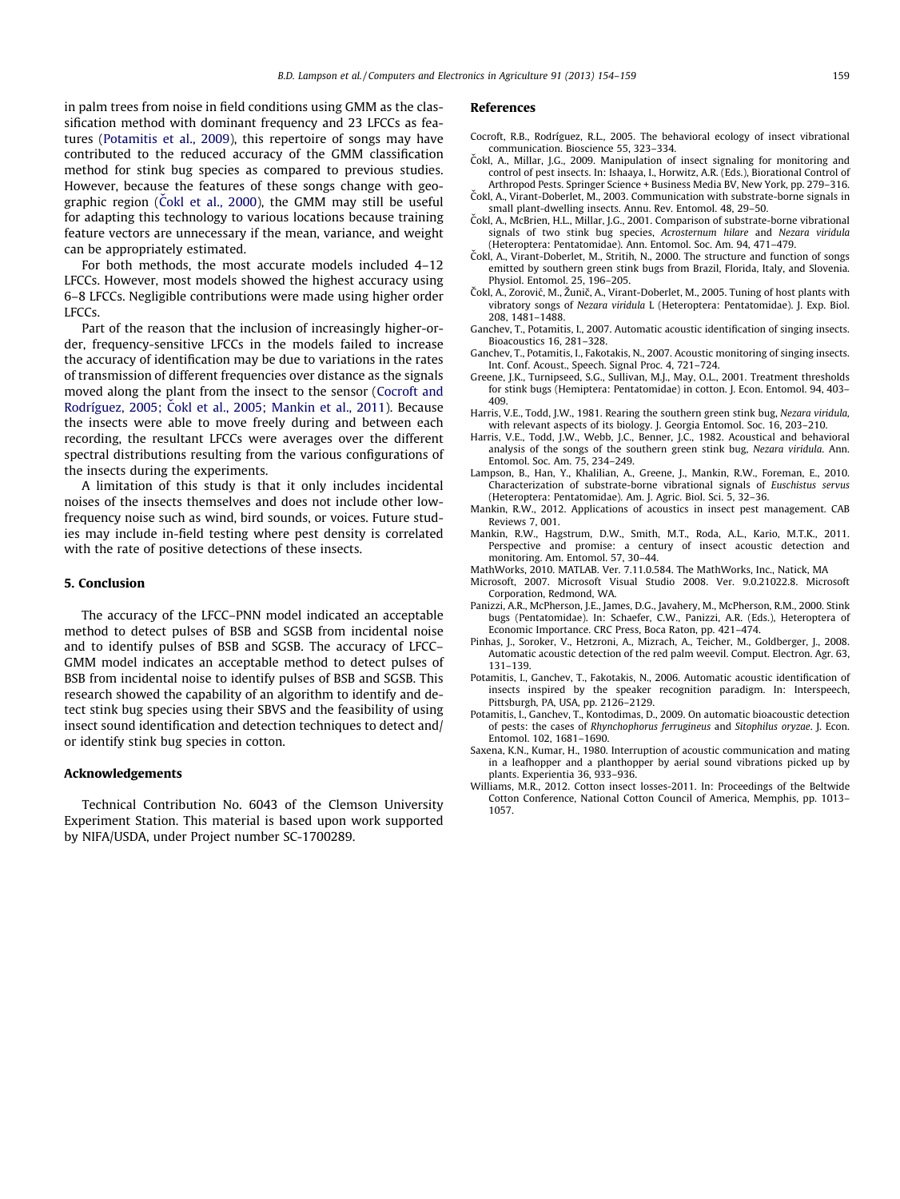in palm trees from noise in field conditions using GMM as the classification method with dominant frequency and 23 LFCCs as features (Potamitis et al., 2009), this repertoire of songs may have contributed to the reduced accuracy of the GMM classification method for stink bug species as compared to previous studies. However, because the features of these songs change with geographic region (Čokl et al., 2000), the GMM may still be useful for adapting this technology to various locations because training feature vectors are unnecessary if the mean, variance, and weight can be appropriately estimated.

For both methods, the most accurate models included 4–12 LFCCs. However, most models showed the highest accuracy using 6–8 LFCCs. Negligible contributions were made using higher order LFCCs.

Part of the reason that the inclusion of increasingly higher-order, frequency-sensitive LFCCs in the models failed to increase the accuracy of identification may be due to variations in the rates of transmission of different frequencies over distance as the signals moved along the plant from the insect to the sensor (Cocroft and Rodríguez, 2005; Čokl et al., 2005; Mankin et al., 2011). Because the insects were able to move freely during and between each recording, the resultant LFCCs were averages over the different spectral distributions resulting from the various configurations of the insects during the experiments.

A limitation of this study is that it only includes incidental noises of the insects themselves and does not include other low-frequency noise such as wind, bird sounds, or voices. Future studies may include in-field testing where pest density is correlated with the rate of positive detections of these insects.

## 5. Conclusion

The accuracy of the LFCC–PNN model indicated an acceptable method to detect pulses of BSB and SGSB from incidental noise and to identify pulses of BSB and SGSB. The accuracy of LFCC–GMM model indicates an acceptable method to detect pulses of BSB from incidental noise to identify pulses of BSB and SGSB. This research showed the capability of an algorithm to identify and detect stink bug species using their SBVS and the feasibility of using insect sound identification and detection techniques to detect and/or identify stink bug species in cotton.

## Acknowledgements

Technical Contribution No. 6043 of the Clemson University Experiment Station. This material is based upon work supported by NIFA/USDA, under Project number SC-1700289.

## References

Cocroft, R.B., Rodríguez, R.L., 2005. The behavioral ecology of insect vibrational communication. Bioscience 55, 323–334.

Čokl, A., Millar, J.G., 2009. Manipulation of insect signaling for monitoring and control of pest insects. In: Ishaaya, I., Horwitz, A.R. (Eds.), Biorational Control of Arthropod Pests. Springer Science + Business Media BV, New York, pp. 279–316.

Čokl, A., Virant-Doberlet, M., 2003. Communication with substrate-borne signals in small plant-dwelling insects. Annu. Rev. Entomol. 48, 29–50.

Čokl, A., McBrien, H.L., Millar, J.G., 2001. Comparison of substrate-borne vibrational signals of two stink bug species, *Acrosternum hilare* and *Nezara viridula* (Heteroptera: Pentatomidae). Ann. Entomol. Soc. Am. 94, 471–479.

Čokl, A., Virant-Doberlet, M., Stritih, N., 2000. The structure and function of songs emitted by southern green stink bugs from Brazil, Florida, Italy, and Slovenia. Physiol. Entomol. 25, 196–205.

Čokl, A., Zorović, M., Žunič, A., Virant-Doberlet, M., 2005. Tuning of host plants with vibratory songs of *Nezara viridula* L (Heteroptera: Pentatomidae). J. Exp. Biol. 208, 1481–1488.

Ganchev, T., Potamitis, I., 2007. Automatic acoustic identification of singing insects. Bioacoustics 16, 281–328.

Ganchev, T., Potamitis, I., Fakotakis, N., 2007. Acoustic monitoring of singing insects. Int. Conf. Acoust., Speech. Signal Proc. 4, 721–724.

Greene, J.K., Turnipseed, S.G., Sullivan, M.J., May, O.L., 2001. Treatment thresholds for stink bugs (Hemiptera: Pentatomidae) in cotton. J. Econ. Entomol. 94, 403–409.

Harris, V.E., Todd, J.W., 1981. Rearing the southern green stink bug, *Nezara viridula*, with relevant aspects of its biology. J. Georgia Entomol. Soc. 16, 203–210.

Harris, V.E., Todd, J.W., Webb, J.C., Benner, J.C., 1982. Acoustical and behavioral analysis of the songs of the southern green stink bug, *Nezara viridula*. Ann. Entomol. Soc. Am. 75, 234–249.

Lampson, B., Han, Y., Khalilian, A., Greene, J., Mankin, R.W., Foreman, E., 2010. Characterization of substrate-borne vibrational signals of *Euschistus servus* (Heteroptera: Pentatomidae). Am. J. Agric. Biol. Sci. 5, 32–36.

Mankin, R.W., 2012. Applications of acoustics in insect pest management. CAB Reviews 7, 001.

Mankin, R.W., Hagstrum, D.W., Smith, M.T., Roda, A.L., Kario, M.T.K., 2011. Perspective and promise: a century of insect acoustic detection and monitoring. Am. Entomol. 57, 30–44.

MathWorks, 2010. MATLAB. Ver. 7.11.0.584. The MathWorks, Inc., Natick, MA

Microsoft, 2007. Microsoft Visual Studio 2008. Ver. 9.0.21022.8. Microsoft Corporation, Redmond, WA.

Panizzi, A.R., McPherson, J.E., James, D.G., Javahery, M., McPherson, R.M., 2000. Stink bugs (Pentatomidae). In: Schaefer, C.W., Panizzi, A.R. (Eds.), Heteroptera of Economic Importance. CRC Press, Boca Raton, pp. 421–474.

Pinhas, J., Soroker, V., Hetzroni, A., Mizrach, A., Teicher, M., Goldberger, J., 2008. Automatic acoustic detection of the red palm weevil. Comput. Electron. Agr. 63, 131–139.

Potamitis, I., Ganchev, T., Fakotakis, N., 2006. Automatic acoustic identification of insects inspired by the speaker recognition paradigm. In: Interspeech, Pittsburgh, PA, USA, pp. 2126–2129.

Potamitis, I., Ganchev, T., Kontodimas, D., 2009. On automatic bioacoustic detection of pests: the cases of *Rhynchophorus ferrugineus* and *Sitophilus oryzae*. J. Econ. Entomol. 102, 1681–1690.

Saxena, K.N., Kumar, H., 1980. Interruption of acoustic communication and mating in a leafhopper and a planthopper by aerial sound vibrations picked up by plants. Experientia 36, 933–936.

Williams, M.R., 2012. Cotton insect losses-2011. In: Proceedings of the Beltwide Cotton Conference, National Cotton Council of America, Memphis, pp. 1013–1057.